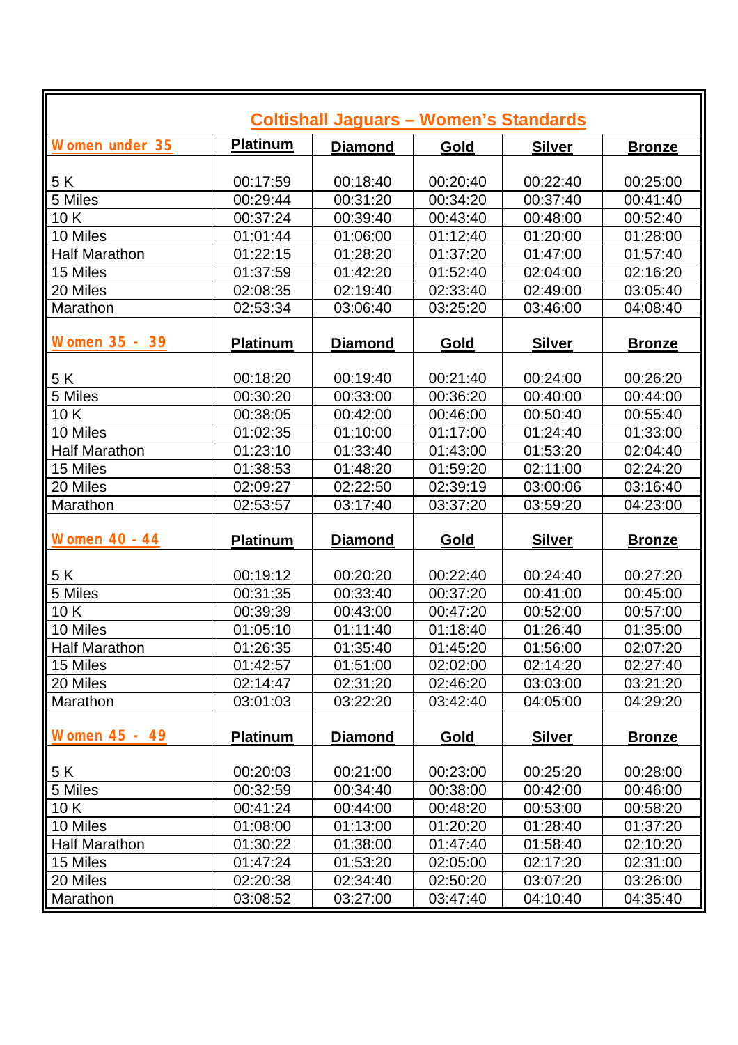## Coltishall Jaguars – Women's Standards

| Women under 35 | Platinum | Diamond | Gold | Silver | Bronze |
|---|---|---|---|---|---|
| 5 K | 00:17:59 | 00:18:40 | 00:20:40 | 00:22:40 | 00:25:00 |
| 5 Miles | 00:29:44 | 00:31:20 | 00:34:20 | 00:37:40 | 00:41:40 |
| 10 K | 00:37:24 | 00:39:40 | 00:43:40 | 00:48:00 | 00:52:40 |
| 10 Miles | 01:01:44 | 01:06:00 | 01:12:40 | 01:20:00 | 01:28:00 |
| Half Marathon | 01:22:15 | 01:28:20 | 01:37:20 | 01:47:00 | 01:57:40 |
| 15 Miles | 01:37:59 | 01:42:20 | 01:52:40 | 02:04:00 | 02:16:20 |
| 20 Miles | 02:08:35 | 02:19:40 | 02:33:40 | 02:49:00 | 03:05:40 |
| Marathon | 02:53:34 | 03:06:40 | 03:25:20 | 03:46:00 | 04:08:40 |
| **Women 35 - 39** | **Platinum** | **Diamond** | **Gold** | **Silver** | **Bronze** |
| 5 K | 00:18:20 | 00:19:40 | 00:21:40 | 00:24:00 | 00:26:20 |
| 5 Miles | 00:30:20 | 00:33:00 | 00:36:20 | 00:40:00 | 00:44:00 |
| 10 K | 00:38:05 | 00:42:00 | 00:46:00 | 00:50:40 | 00:55:40 |
| 10 Miles | 01:02:35 | 01:10:00 | 01:17:00 | 01:24:40 | 01:33:00 |
| Half Marathon | 01:23:10 | 01:33:40 | 01:43:00 | 01:53:20 | 02:04:40 |
| 15 Miles | 01:38:53 | 01:48:20 | 01:59:20 | 02:11:00 | 02:24:20 |
| 20 Miles | 02:09:27 | 02:22:50 | 02:39:19 | 03:00:06 | 03:16:40 |
| Marathon | 02:53:57 | 03:17:40 | 03:37:20 | 03:59:20 | 04:23:00 |
| **Women 40 - 44** | **Platinum** | **Diamond** | **Gold** | **Silver** | **Bronze** |
| 5 K | 00:19:12 | 00:20:20 | 00:22:40 | 00:24:40 | 00:27:20 |
| 5 Miles | 00:31:35 | 00:33:40 | 00:37:20 | 00:41:00 | 00:45:00 |
| 10 K | 00:39:39 | 00:43:00 | 00:47:20 | 00:52:00 | 00:57:00 |
| 10 Miles | 01:05:10 | 01:11:40 | 01:18:40 | 01:26:40 | 01:35:00 |
| Half Marathon | 01:26:35 | 01:35:40 | 01:45:20 | 01:56:00 | 02:07:20 |
| 15 Miles | 01:42:57 | 01:51:00 | 02:02:00 | 02:14:20 | 02:27:40 |
| 20 Miles | 02:14:47 | 02:31:20 | 02:46:20 | 03:03:00 | 03:21:20 |
| Marathon | 03:01:03 | 03:22:20 | 03:42:40 | 04:05:00 | 04:29:20 |
| **Women 45 - 49** | **Platinum** | **Diamond** | **Gold** | **Silver** | **Bronze** |
| 5 K | 00:20:03 | 00:21:00 | 00:23:00 | 00:25:20 | 00:28:00 |
| 5 Miles | 00:32:59 | 00:34:40 | 00:38:00 | 00:42:00 | 00:46:00 |
| 10 K | 00:41:24 | 00:44:00 | 00:48:20 | 00:53:00 | 00:58:20 |
| 10 Miles | 01:08:00 | 01:13:00 | 01:20:20 | 01:28:40 | 01:37:20 |
| Half Marathon | 01:30:22 | 01:38:00 | 01:47:40 | 01:58:40 | 02:10:20 |
| 15 Miles | 01:47:24 | 01:53:20 | 02:05:00 | 02:17:20 | 02:31:00 |
| 20 Miles | 02:20:38 | 02:34:40 | 02:50:20 | 03:07:20 | 03:26:00 |
| Marathon | 03:08:52 | 03:27:00 | 03:47:40 | 04:10:40 | 04:35:40 |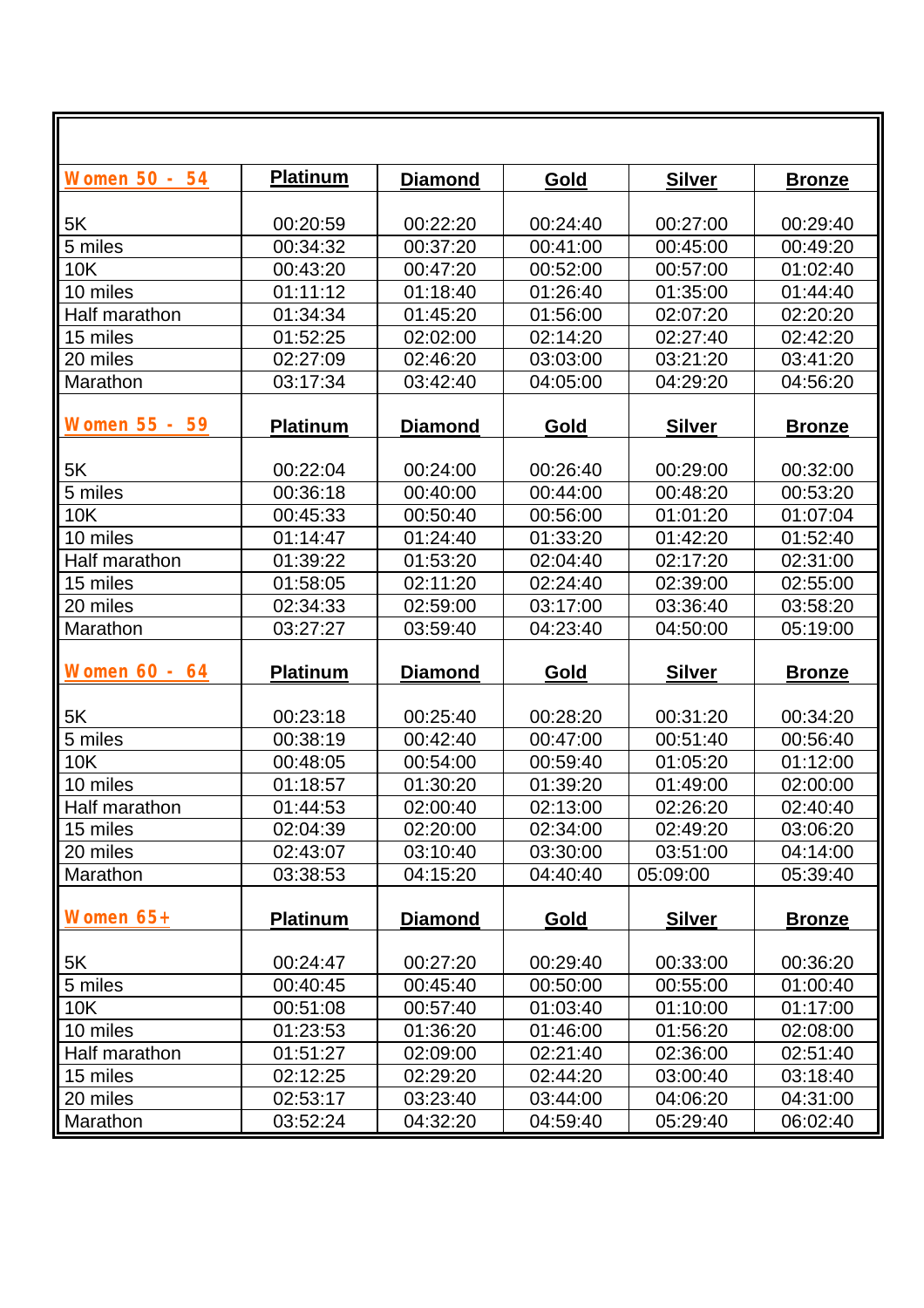| Women 50 - 54 | Platinum | Diamond | Gold | Silver | Bronze |
|---|---|---|---|---|---|
| 5K | 00:20:59 | 00:22:20 | 00:24:40 | 00:27:00 | 00:29:40 |
| 5 miles | 00:34:32 | 00:37:20 | 00:41:00 | 00:45:00 | 00:49:20 |
| 10K | 00:43:20 | 00:47:20 | 00:52:00 | 00:57:00 | 01:02:40 |
| 10 miles | 01:11:12 | 01:18:40 | 01:26:40 | 01:35:00 | 01:44:40 |
| Half marathon | 01:34:34 | 01:45:20 | 01:56:00 | 02:07:20 | 02:20:20 |
| 15 miles | 01:52:25 | 02:02:00 | 02:14:20 | 02:27:40 | 02:42:20 |
| 20 miles | 02:27:09 | 02:46:20 | 03:03:00 | 03:21:20 | 03:41:20 |
| Marathon | 03:17:34 | 03:42:40 | 04:05:00 | 04:29:20 | 04:56:20 |
| **Women 55 - 59** | **Platinum** | **Diamond** | **Gold** | **Silver** | **Bronze** |
| 5K | 00:22:04 | 00:24:00 | 00:26:40 | 00:29:00 | 00:32:00 |
| 5 miles | 00:36:18 | 00:40:00 | 00:44:00 | 00:48:20 | 00:53:20 |
| 10K | 00:45:33 | 00:50:40 | 00:56:00 | 01:01:20 | 01:07:04 |
| 10 miles | 01:14:47 | 01:24:40 | 01:33:20 | 01:42:20 | 01:52:40 |
| Half marathon | 01:39:22 | 01:53:20 | 02:04:40 | 02:17:20 | 02:31:00 |
| 15 miles | 01:58:05 | 02:11:20 | 02:24:40 | 02:39:00 | 02:55:00 |
| 20 miles | 02:34:33 | 02:59:00 | 03:17:00 | 03:36:40 | 03:58:20 |
| Marathon | 03:27:27 | 03:59:40 | 04:23:40 | 04:50:00 | 05:19:00 |
| **Women 60 - 64** | **Platinum** | **Diamond** | **Gold** | **Silver** | **Bronze** |
| 5K | 00:23:18 | 00:25:40 | 00:28:20 | 00:31:20 | 00:34:20 |
| 5 miles | 00:38:19 | 00:42:40 | 00:47:00 | 00:51:40 | 00:56:40 |
| 10K | 00:48:05 | 00:54:00 | 00:59:40 | 01:05:20 | 01:12:00 |
| 10 miles | 01:18:57 | 01:30:20 | 01:39:20 | 01:49:00 | 02:00:00 |
| Half marathon | 01:44:53 | 02:00:40 | 02:13:00 | 02:26:20 | 02:40:40 |
| 15 miles | 02:04:39 | 02:20:00 | 02:34:00 | 02:49:20 | 03:06:20 |
| 20 miles | 02:43:07 | 03:10:40 | 03:30:00 | 03:51:00 | 04:14:00 |
| Marathon | 03:38:53 | 04:15:20 | 04:40:40 | 05:09:00 | 05:39:40 |
| **Women 65+** | **Platinum** | **Diamond** | **Gold** | **Silver** | **Bronze** |
| 5K | 00:24:47 | 00:27:20 | 00:29:40 | 00:33:00 | 00:36:20 |
| 5 miles | 00:40:45 | 00:45:40 | 00:50:00 | 00:55:00 | 01:00:40 |
| 10K | 00:51:08 | 00:57:40 | 01:03:40 | 01:10:00 | 01:17:00 |
| 10 miles | 01:23:53 | 01:36:20 | 01:46:00 | 01:56:20 | 02:08:00 |
| Half marathon | 01:51:27 | 02:09:00 | 02:21:40 | 02:36:00 | 02:51:40 |
| 15 miles | 02:12:25 | 02:29:20 | 02:44:20 | 03:00:40 | 03:18:40 |
| 20 miles | 02:53:17 | 03:23:40 | 03:44:00 | 04:06:20 | 04:31:00 |
| Marathon | 03:52:24 | 04:32:20 | 04:59:40 | 05:29:40 | 06:02:40 |